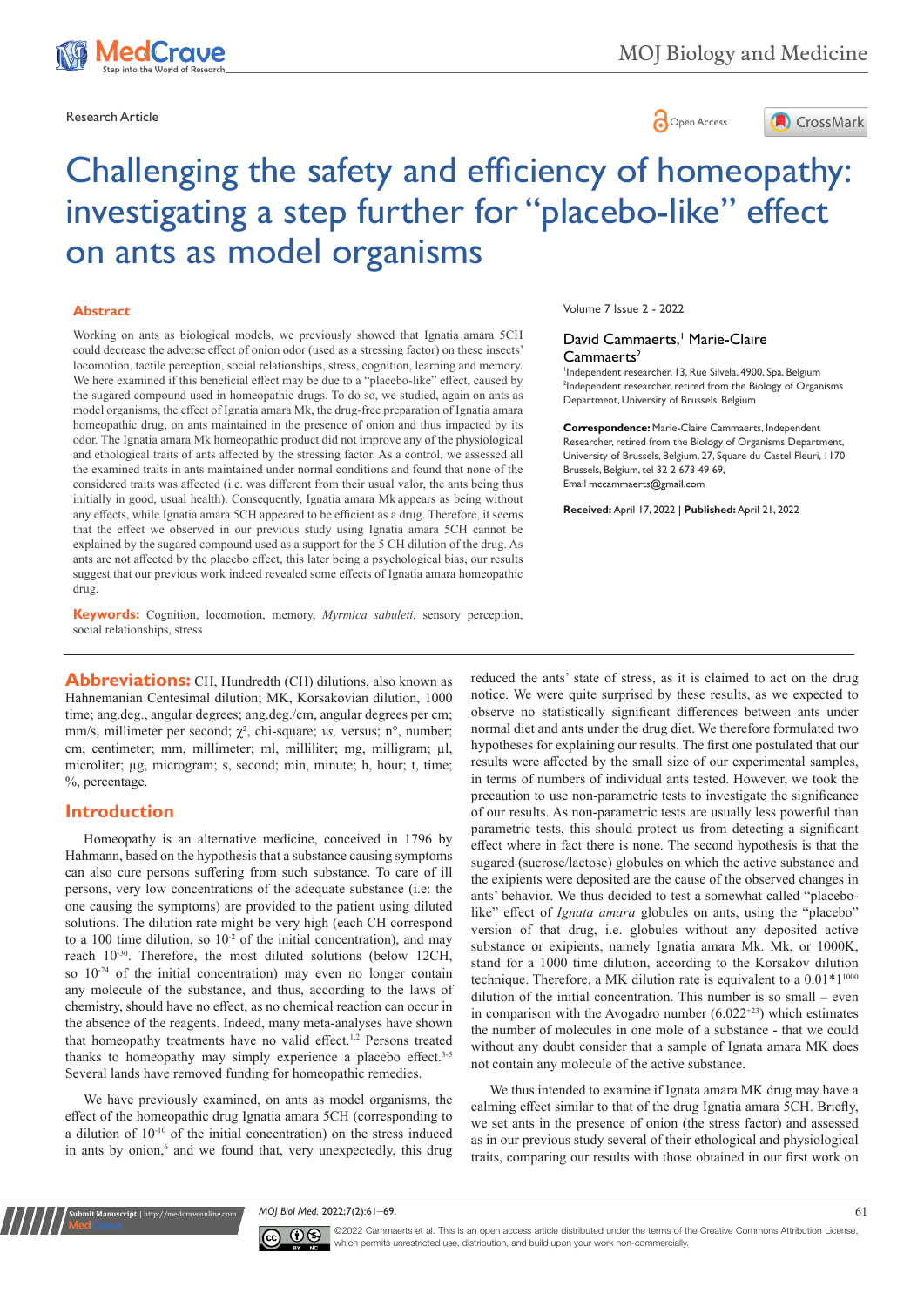Research Article

# Challenging the safety and efficiency of homeopathy: investigating a step further for "placebo-like" effect on ants as model organisms

Volume 7 Issue 2 - 2022

David Cammaerts,[1] Marie-Claire Cammaerts[2]

[1]Independent researcher, 13, Rue Silvela, 4900, Spa, Belgium
[2]Independent researcher, retired from the Biology of Organisms Department, University of Brussels, Belgium

**Correspondence:** Marie-Claire Cammaerts, Independent Researcher, retired from the Biology of Organisms Department, University of Brussels, Belgium, 27, Square du Castel Fleuri, 1170 Brussels, Belgium, tel 32 2 673 49 69, Email mccammaerts@gmail.com

**Received:** April 17, 2022 | **Published:** April 21, 2022

## Abstract

Working on ants as biological models, we previously showed that Ignatia amara 5CH could decrease the adverse effect of onion odor (used as a stressing factor) on these insects' locomotion, tactile perception, social relationships, stress, cognition, learning and memory. We here examined if this beneficial effect may be due to a "placebo-like" effect, caused by the sugared compound used in homeopathic drugs. To do so, we studied, again on ants as model organisms, the effect of Ignatia amara Mk, the drug-free preparation of Ignatia amara homeopathic drug, on ants maintained in the presence of onion and thus impacted by its odor. The Ignatia amara Mk homeopathic product did not improve any of the physiological and ethological traits of ants affected by the stressing factor. As a control, we assessed all the examined traits in ants maintained under normal conditions and found that none of the considered traits was affected (i.e. was different from their usual valor, the ants being thus initially in good, usual health). Consequently, Ignatia amara Mk appears as being without any effects, while Ignatia amara 5CH appeared to be efficient as a drug. Therefore, it seems that the effect we observed in our previous study using Ignatia amara 5CH cannot be explained by the sugared compound used as a support for the 5 CH dilution of the drug. As ants are not affected by the placebo effect, this later being a psychological bias, our results suggest that our previous work indeed revealed some effects of Ignatia amara homeopathic drug.

**Keywords:** Cognition, locomotion, memory, *Myrmica sabuleti*, sensory perception, social relationships, stress

**Abbreviations:** CH, Hundredth (CH) dilutions, also known as Hahnemanian Centesimal dilution; MK, Korsakovian dilution, 1000 time; ang.deg., angular degrees; ang.deg./cm, angular degrees per cm; mm/s, millimeter per second; $\chi^2$, chi-square; *vs,* versus; n°, number; cm, centimeter; mm, millimeter; ml, milliliter; mg, milligram; µl, microliter; µg, microgram; s, second; min, minute; h, hour; t, time; %, percentage.

## Introduction

Homeopathy is an alternative medicine, conceived in 1796 by Hahnmann, based on the hypothesis that a substance causing symptoms can also cure persons suffering from such substance. To care of ill persons, very low concentrations of the adequate substance (i.e: the one causing the symptoms) are provided to the patient using diluted solutions. The dilution rate might be very high (each CH correspond to a 100 time dilution, so $10^{-2}$ of the initial concentration), and may reach $10^{-30}$. Therefore, the most diluted solutions (below 12CH, so $10^{-24}$ of the initial concentration) may even no longer contain any molecule of the substance, and thus, according to the laws of chemistry, should have no effect, as no chemical reaction can occur in the absence of the reagents. Indeed, many meta-analyses have shown that homeopathy treatments have no valid effect.[1,2] Persons treated thanks to homeopathy may simply experience a placebo effect.[3-5] Several lands have removed funding for homeopathic remedies.

We have previously examined, on ants as model organisms, the effect of the homeopathic drug Ignatia amara 5CH (corresponding to a dilution of $10^{-10}$ of the initial concentration) on the stress induced in ants by onion,[6] and we found that, very unexpectedly, this drug reduced the ants' state of stress, as it is claimed to act on the drug notice. We were quite surprised by these results, as we expected to observe no statistically significant differences between ants under normal diet and ants under the drug diet. We therefore formulated two hypotheses for explaining our results. The first one postulated that our results were affected by the small size of our experimental samples, in terms of numbers of individual ants tested. However, we took the precaution to use non-parametric tests to investigate the significance of our results. As non-parametric tests are usually less powerful than parametric tests, this should protect us from detecting a significant effect where in fact there is none. The second hypothesis is that the sugared (sucrose/lactose) globules on which the active substance and the exipients were deposited are the cause of the observed changes in ants' behavior. We thus decided to test a somewhat called "placebo-like" effect of *Ignata amara* globules on ants, using the "placebo" version of that drug, i.e. globules without any deposited active substance or exipients, namely Ignatia amara Mk. Mk, or 1000K, stand for a 1000 time dilution, according to the Korsakov dilution technique. Therefore, a MK dilution rate is equivalent to a $0.01*1^{1000}$ dilution of the initial concentration. This number is so small – even in comparison with the Avogadro number ($6.022^{+23}$) which estimates the number of molecules in one mole of a substance - that we could without any doubt consider that a sample of Ignata amara MK does not contain any molecule of the active substance.

We thus intended to examine if Ignata amara MK drug may have a calming effect similar to that of the drug Ignatia amara 5CH. Briefly, we set ants in the presence of onion (the stress factor) and assessed as in our previous study several of their ethological and physiological traits, comparing our results with those obtained in our first work on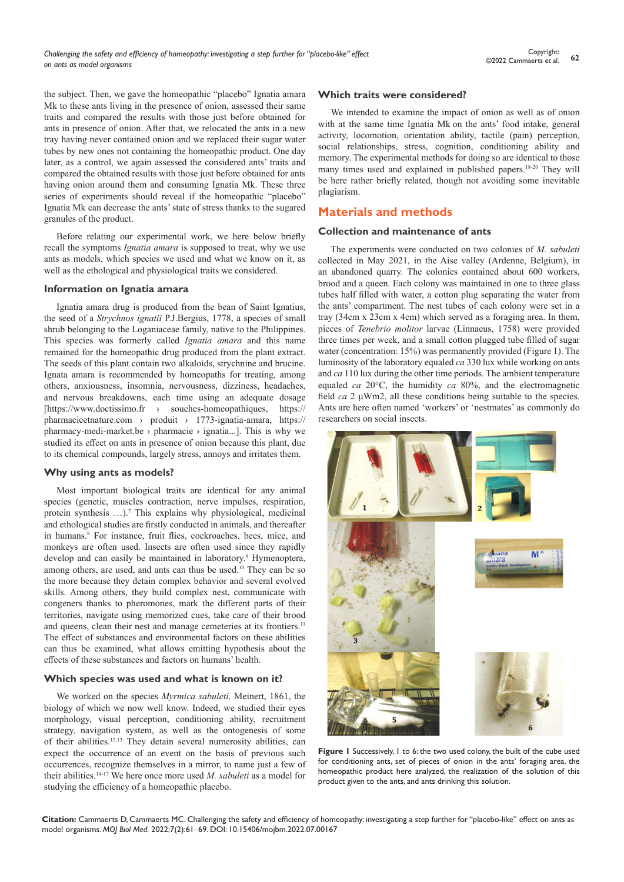the subject. Then, we gave the homeopathic "placebo" Ignatia amara Mk to these ants living in the presence of onion, assessed their same traits and compared the results with those just before obtained for ants in presence of onion. After that, we relocated the ants in a new tray having never contained onion and we replaced their sugar water tubes by new ones not containing the homeopathic product. One day later, as a control, we again assessed the considered ants' traits and compared the obtained results with those just before obtained for ants having onion around them and consuming Ignatia Mk. These three series of experiments should reveal if the homeopathic "placebo" Ignatia Mk can decrease the ants' state of stress thanks to the sugared granules of the product.

Before relating our experimental work, we here below briefly recall the symptoms *Ignatia amara* is supposed to treat, why we use ants as models, which species we used and what we know on it, as well as the ethological and physiological traits we considered.

### Information on Ignatia amara

Ignatia amara drug is produced from the bean of Saint Ignatius, the seed of a *Strychnos ignatii* P.J.Bergius, 1778, a species of small shrub belonging to the Loganiaceae family, native to the Philippines. This species was formerly called *Ignatia amara* and this name remained for the homeopathic drug produced from the plant extract. The seeds of this plant contain two alkaloids, strychnine and brucine. Ignata amara is recommended by homeopaths for treating, among others, anxiousness, insomnia, nervousness, dizziness, headaches, and nervous breakdowns, each time using an adequate dosage [https://www.doctissimo.fr › souches-homeopathiques, https://pharmacieetnature.com › produit › 1773-ignatia-amara, https://pharmacy-medi-market.be › pharmacie › ignatia...]. This is why we studied its effect on ants in presence of onion because this plant, due to its chemical compounds, largely stress, annoys and irritates them.

### Why using ants as models?

Most important biological traits are identical for any animal species (genetic, muscles contraction, nerve impulses, respiration, protein synthesis …).[7] This explains why physiological, medicinal and ethological studies are firstly conducted in animals, and thereafter in humans.[8] For instance, fruit flies, cockroaches, bees, mice, and monkeys are often used. Insects are often used since they rapidly develop and can easily be maintained in laboratory.[9] Hymenoptera, among others, are used, and ants can thus be used.[10] They can be so the more because they detain complex behavior and several evolved skills. Among others, they build complex nest, communicate with congeners thanks to pheromones, mark the different parts of their territories, navigate using memorized cues, take care of their brood and queens, clean their nest and manage cemeteries at its frontiers.[11] The effect of substances and environmental factors on these abilities can thus be examined, what allows emitting hypothesis about the effects of these substances and factors on humans' health.

### Which species was used and what is known on it?

We worked on the species *Myrmica sabuleti,* Meinert, 1861, the biology of which we now well know. Indeed, we studied their eyes morphology, visual perception, conditioning ability, recruitment strategy, navigation system, as well as the ontogenesis of some of their abilities.[12,13] They detain several numerosity abilities, can expect the occurrence of an event on the basis of previous such occurrences, recognize themselves in a mirror, to name just a few of their abilities.[14-17] We here once more used *M. sabuleti* as a model for studying the efficiency of a homeopathic placebo.

### Which traits were considered?

We intended to examine the impact of onion as well as of onion with at the same time Ignatia Mk on the ants' food intake, general activity, locomotion, orientation ability, tactile (pain) perception, social relationships, stress, cognition, conditioning ability and memory. The experimental methods for doing so are identical to those many times used and explained in published papers.[18-20] They will be here rather briefly related, though not avoiding some inevitable plagiarism.

## Materials and methods

### Collection and maintenance of ants

The experiments were conducted on two colonies of *M. sabuleti* collected in May 2021, in the Aise valley (Ardenne, Belgium), in an abandoned quarry. The colonies contained about 600 workers, brood and a queen. Each colony was maintained in one to three glass tubes half filled with water, a cotton plug separating the water from the ants' compartment. The nest tubes of each colony were set in a tray (34cm x 23cm x 4cm) which served as a foraging area. In them, pieces of *Tenebrio molitor* larvae (Linnaeus, 1758) were provided three times per week, and a small cotton plugged tube filled of sugar water (concentration: 15%) was permanently provided (Figure 1). The luminosity of the laboratory equaled *ca* 330 lux while working on ants and *ca* 110 lux during the other time periods. The ambient temperature equaled *ca* 20°C, the humidity *ca* 80%, and the electromagnetic field *ca* 2 µWm2, all these conditions being suitable to the species. Ants are here often named 'workers' or 'nestmates' as commonly do researchers on social insects.

**Figure 1** Successively, 1 to 6: the two used colony, the built of the cube used for conditioning ants, set of pieces of onion in the ants' foraging area, the homeopathic product here analyzed, the realization of the solution of this product given to the ants, and ants drinking this solution.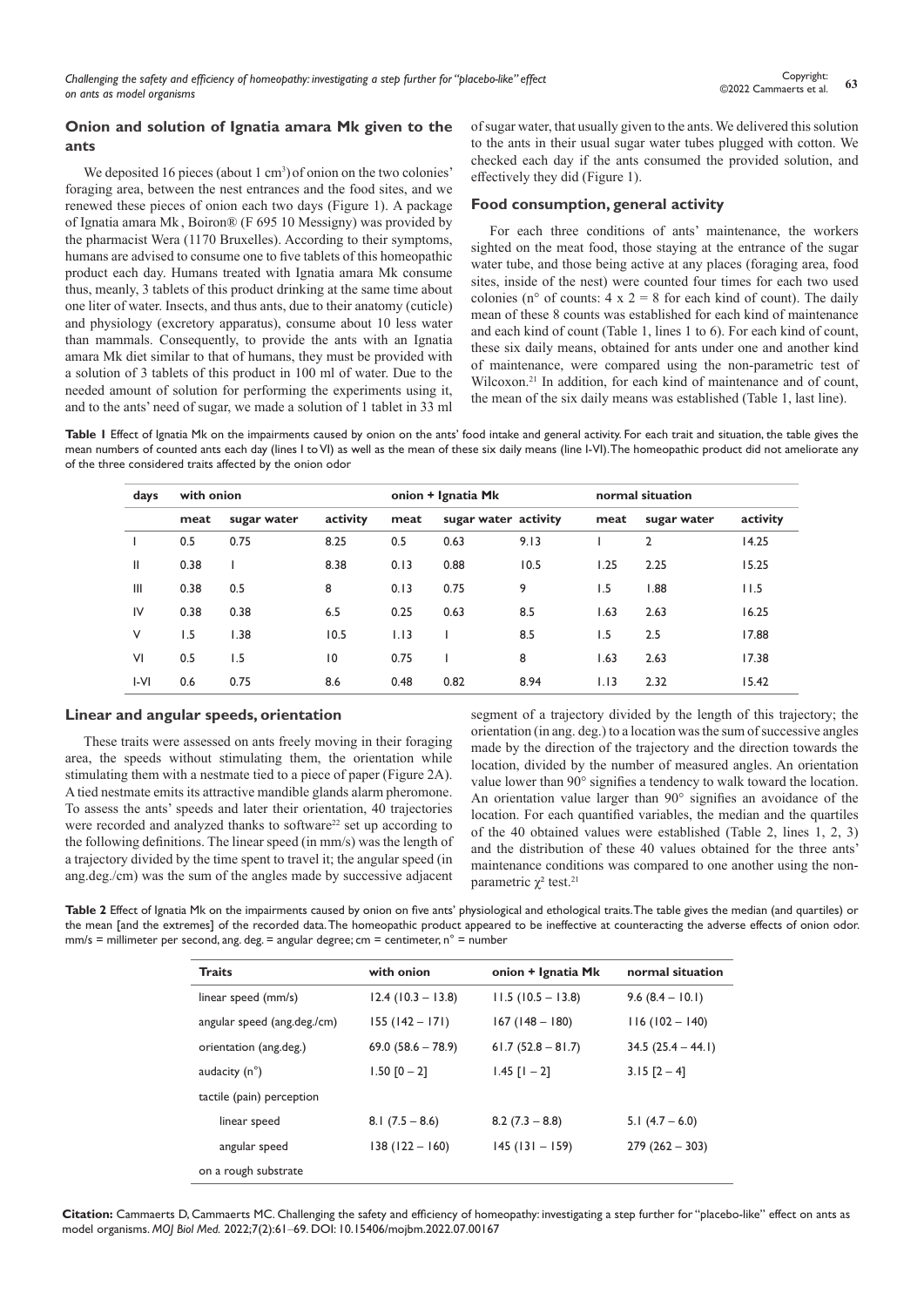## Onion and solution of Ignatia amara Mk given to the ants

We deposited 16 pieces (about 1 cm$^3$) of onion on the two colonies' foraging area, between the nest entrances and the food sites, and we renewed these pieces of onion each two days (Figure 1). A package of Ignatia amara Mk , Boiron® (F 695 10 Messigny) was provided by the pharmacist Wera (1170 Bruxelles). According to their symptoms, humans are advised to consume one to five tablets of this homeopathic product each day. Humans treated with Ignatia amara Mk consume thus, meanly, 3 tablets of this product drinking at the same time about one liter of water. Insects, and thus ants, due to their anatomy (cuticle) and physiology (excretory apparatus), consume about 10 less water than mammals. Consequently, to provide the ants with an Ignatia amara Mk diet similar to that of humans, they must be provided with a solution of 3 tablets of this product in 100 ml of water. Due to the needed amount of solution for performing the experiments using it, and to the ants' need of sugar, we made a solution of 1 tablet in 33 ml of sugar water, that usually given to the ants. We delivered this solution to the ants in their usual sugar water tubes plugged with cotton. We checked each day if the ants consumed the provided solution, and effectively they did (Figure 1).

## Food consumption, general activity

For each three conditions of ants' maintenance, the workers sighted on the meat food, those staying at the entrance of the sugar water tube, and those being active at any places (foraging area, food sites, inside of the nest) were counted four times for each two used colonies (n° of counts: 4 x 2 = 8 for each kind of count). The daily mean of these 8 counts was established for each kind of maintenance and each kind of count (Table 1, lines 1 to 6). For each kind of count, these six daily means, obtained for ants under one and another kind of maintenance, were compared using the non-parametric test of Wilcoxon.[21] In addition, for each kind of maintenance and of count, the mean of the six daily means was established (Table 1, last line).

**Table 1** Effect of Ignatia Mk on the impairments caused by onion on the ants' food intake and general activity. For each trait and situation, the table gives the mean numbers of counted ants each day (lines I to VI) as well as the mean of these six daily means (line I-VI). The homeopathic product did not ameliorate any of the three considered traits affected by the onion odor

| days | with onion | | | onion + Ignatia Mk | | | normal situation | | |
|---|---|---|---|---|---|---|---|---|---|
| | meat | sugar water | activity | meat | sugar water | activity | meat | sugar water | activity |
| I | 0.5 | 0.75 | 8.25 | 0.5 | 0.63 | 9.13 | 1 | 2 | 14.25 |
| II | 0.38 | 1 | 8.38 | 0.13 | 0.88 | 10.5 | 1.25 | 2.25 | 15.25 |
| III | 0.38 | 0.5 | 8 | 0.13 | 0.75 | 9 | 1.5 | 1.88 | 11.5 |
| IV | 0.38 | 0.38 | 6.5 | 0.25 | 0.63 | 8.5 | 1.63 | 2.63 | 16.25 |
| V | 1.5 | 1.38 | 10.5 | 1.13 | 1 | 8.5 | 1.5 | 2.5 | 17.88 |
| VI | 0.5 | 1.5 | 10 | 0.75 | 1 | 8 | 1.63 | 2.63 | 17.38 |
| I-VI | 0.6 | 0.75 | 8.6 | 0.48 | 0.82 | 8.94 | 1.13 | 2.32 | 15.42 |

## Linear and angular speeds, orientation

These traits were assessed on ants freely moving in their foraging area, the speeds without stimulating them, the orientation while stimulating them with a nestmate tied to a piece of paper (Figure 2A). A tied nestmate emits its attractive mandible glands alarm pheromone. To assess the ants' speeds and later their orientation, 40 trajectories were recorded and analyzed thanks to software[22] set up according to the following definitions. The linear speed (in mm/s) was the length of a trajectory divided by the time spent to travel it; the angular speed (in ang.deg./cm) was the sum of the angles made by successive adjacent segment of a trajectory divided by the length of this trajectory; the orientation (in ang. deg.) to a location was the sum of successive angles made by the direction of the trajectory and the direction towards the location, divided by the number of measured angles. An orientation value lower than 90° signifies a tendency to walk toward the location. An orientation value larger than 90° signifies an avoidance of the location. For each quantified variables, the median and the quartiles of the 40 obtained values were established (Table 2, lines 1, 2, 3) and the distribution of these 40 values obtained for the three ants' maintenance conditions was compared to one another using the non-parametric $\chi^2$ test.[21]

**Table 2** Effect of Ignatia Mk on the impairments caused by onion on five ants' physiological and ethological traits. The table gives the median (and quartiles) or the mean [and the extremes] of the recorded data. The homeopathic product appeared to be ineffective at counteracting the adverse effects of onion odor. mm/s = millimeter per second, ang. deg. = angular degree; cm = centimeter, n° = number

| Traits | with onion | onion + Ignatia Mk | normal situation |
|---|---|---|---|
| linear speed (mm/s) | 12.4 (10.3 – 13.8) | 11.5 (10.5 – 13.8) | 9.6 (8.4 – 10.1) |
| angular speed (ang.deg./cm) | 155 (142 – 171) | 167 (148 – 180) | 116 (102 – 140) |
| orientation (ang.deg.) | 69.0 (58.6 – 78.9) | 61.7 (52.8 – 81.7) | 34.5 (25.4 – 44.1) |
| audacity (n°) | 1.50 [0 – 2] | 1.45 [1 – 2] | 3.15 [2 – 4] |
| tactile (pain) perception | | | |
| linear speed | 8.1 (7.5 – 8.6) | 8.2 (7.3 – 8.8) | 5.1 (4.7 – 6.0) |
| angular speed | 138 (122 – 160) | 145 (131 – 159) | 279 (262 – 303) |
| on a rough substrate | | | |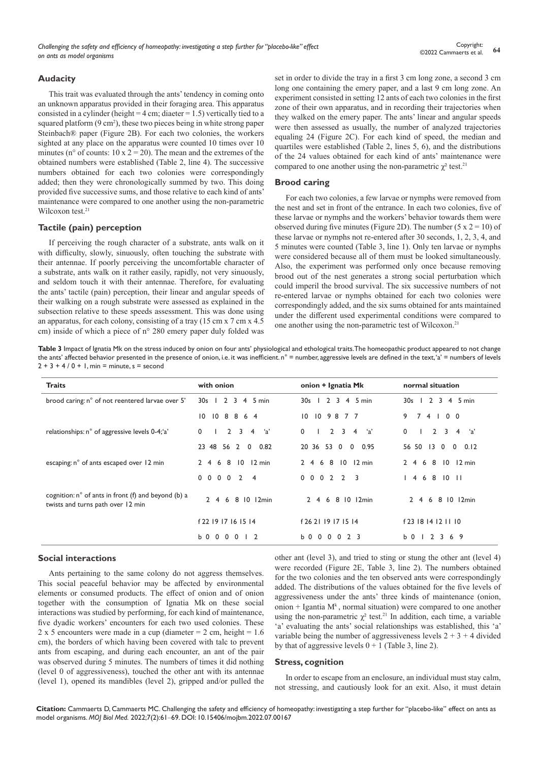## Audacity

This trait was evaluated through the ants' tendency in coming onto an unknown apparatus provided in their foraging area. This apparatus consisted in a cylinder (height = 4 cm; diaeter = 1.5) vertically tied to a squared platform (9 cm$^2$), these two pieces being in white strong paper Steinbach® paper (Figure 2B). For each two colonies, the workers sighted at any place on the apparatus were counted 10 times over 10 minutes (n° of counts: 10 x 2 = 20). The mean and the extremes of the obtained numbers were established (Table 2, line 4). The successive numbers obtained for each two colonies were correspondingly added; then they were chronologically summed by two. This doing provided five successive sums, and those relative to each kind of ants' maintenance were compared to one another using the non-parametric Wilcoxon test.[21]

## Tactile (pain) perception

If perceiving the rough character of a substrate, ants walk on it with difficulty, slowly, sinuously, often touching the substrate with their antennae. If poorly perceiving the uncomfortable character of a substrate, ants walk on it rather easily, rapidly, not very sinuously, and seldom touch it with their antennae. Therefore, for evaluating the ants' tactile (pain) perception, their linear and angular speeds of their walking on a rough substrate were assessed as explained in the subsection relative to these speeds assessment. This was done using an apparatus, for each colony, consisting of a tray (15 cm x 7 cm x 4.5 cm) inside of which a piece of n° 280 emery paper duly folded was set in order to divide the tray in a first 3 cm long zone, a second 3 cm long one containing the emery paper, and a last 9 cm long zone. An experiment consisted in setting 12 ants of each two colonies in the first zone of their own apparatus, and in recording their trajectories when they walked on the emery paper. The ants' linear and angular speeds were then assessed as usually, the number of analyzed trajectories equaling 24 (Figure 2C). For each kind of speed, the median and quartiles were established (Table 2, lines 5, 6), and the distributions of the 24 values obtained for each kind of ants' maintenance were compared to one another using the non-parametric $\chi^2$ test.[21]

## Brood caring

For each two colonies, a few larvae or nymphs were removed from the nest and set in front of the entrance. In each two colonies, five of these larvae or nymphs and the workers' behavior towards them were observed during five minutes (Figure 2D). The number (5 x 2 = 10) of these larvae or nymphs not re-entered after 30 seconds, 1, 2, 3, 4, and 5 minutes were counted (Table 3, line 1). Only ten larvae or nymphs were considered because all of them must be looked simultaneously. Also, the experiment was performed only once because removing brood out of the nest generates a strong social perturbation which could imperil the brood survival. The six successive numbers of not re-entered larvae or nymphs obtained for each two colonies were correspondingly added, and the six sums obtained for ants maintained under the different used experimental conditions were compared to one another using the non-parametric test of Wilcoxon.[21]

**Table 3** Impact of Ignatia Mk on the stress induced by onion on four ants' physiological and ethological traits. The homeopathic product appeared to not change the ants' affected behavior presented in the presence of onion, i.e. it was inefficient. n° = number, aggressive levels are defined in the text, 'a' = numbers of levels 2 + 3 + 4 / 0 + 1, min = minute, s = second

| Traits | with onion | onion + Ignatia Mk | normal situation |
|---|---|---|---|
| brood caring: n° of not reentered larvae over 5' | 30s 1 2 3 4 5 min | 30s 1 2 3 4 5 min | 30s 1 2 3 4 5 min |
| | 10 10 8 8 6 4 | 10 10 9 8 7 7 | 9 7 4 1 0 0 |
| relationships: n° of aggressive levels 0-4; 'a' | 0 1 2 3 4 'a' | 0 1 2 3 4 'a' | 0 1 2 3 4 'a' |
| | 23 48 56 2 0 0.82 | 20 36 53 0 0 0.95 | 56 50 13 0 0 0.12 |
| escaping: n° of ants escaped over 12 min | 2 4 6 8 10 12 min | 2 4 6 8 10 12 min | 2 4 6 8 10 12 min |
| | 0 0 0 0 2 4 | 0 0 0 2 2 3 | 1 4 6 8 10 11 |
| cognition: n° of ants in front (f) and beyond (b) a twists and turns path over 12 min | 2 4 6 8 10 12min | 2 4 6 8 10 12min | 2 4 6 8 10 12min |
| | f 22 19 17 16 15 14 | f 26 21 19 17 15 14 | f 23 18 14 12 11 10 |
| | b 0 0 0 0 1 2 | b 0 0 0 0 2 3 | b 0 1 2 3 6 9 |

## Social interactions

Ants pertaining to the same colony do not aggress themselves. This social peaceful behavior may be affected by environmental elements or consumed products. The effect of onion and of onion together with the consumption of Ignatia Mk on these social interactions was studied by performing, for each kind of maintenance, five dyadic workers' encounters for each two used colonies. These 2 x 5 encounters were made in a cup (diameter = 2 cm, height = 1.6 cm), the borders of which having been covered with talc to prevent ants from escaping, and during each encounter, an ant of the pair was observed during 5 minutes. The numbers of times it did nothing (level 0 of aggressiveness), touched the other ant with its antennae (level 1), opened its mandibles (level 2), gripped and/or pulled the other ant (level 3), and tried to sting or stung the other ant (level 4) were recorded (Figure 2E, Table 3, line 2). The numbers obtained for the two colonies and the ten observed ants were correspondingly added. The distributions of the values obtained for the five levels of aggressiveness under the ants' three kinds of maintenance (onion, onion + Igantia M$^k$, normal situation) were compared to one another using the non-parametric $\chi^2$ test.[21] In addition, each time, a variable 'a' evaluating the ants' social relationships was established, this 'a' variable being the number of aggressiveness levels 2 + 3 + 4 divided by that of aggressive levels 0 + 1 (Table 3, line 2).

## Stress, cognition

In order to escape from an enclosure, an individual must stay calm, not stressing, and cautiously look for an exit. Also, it must detain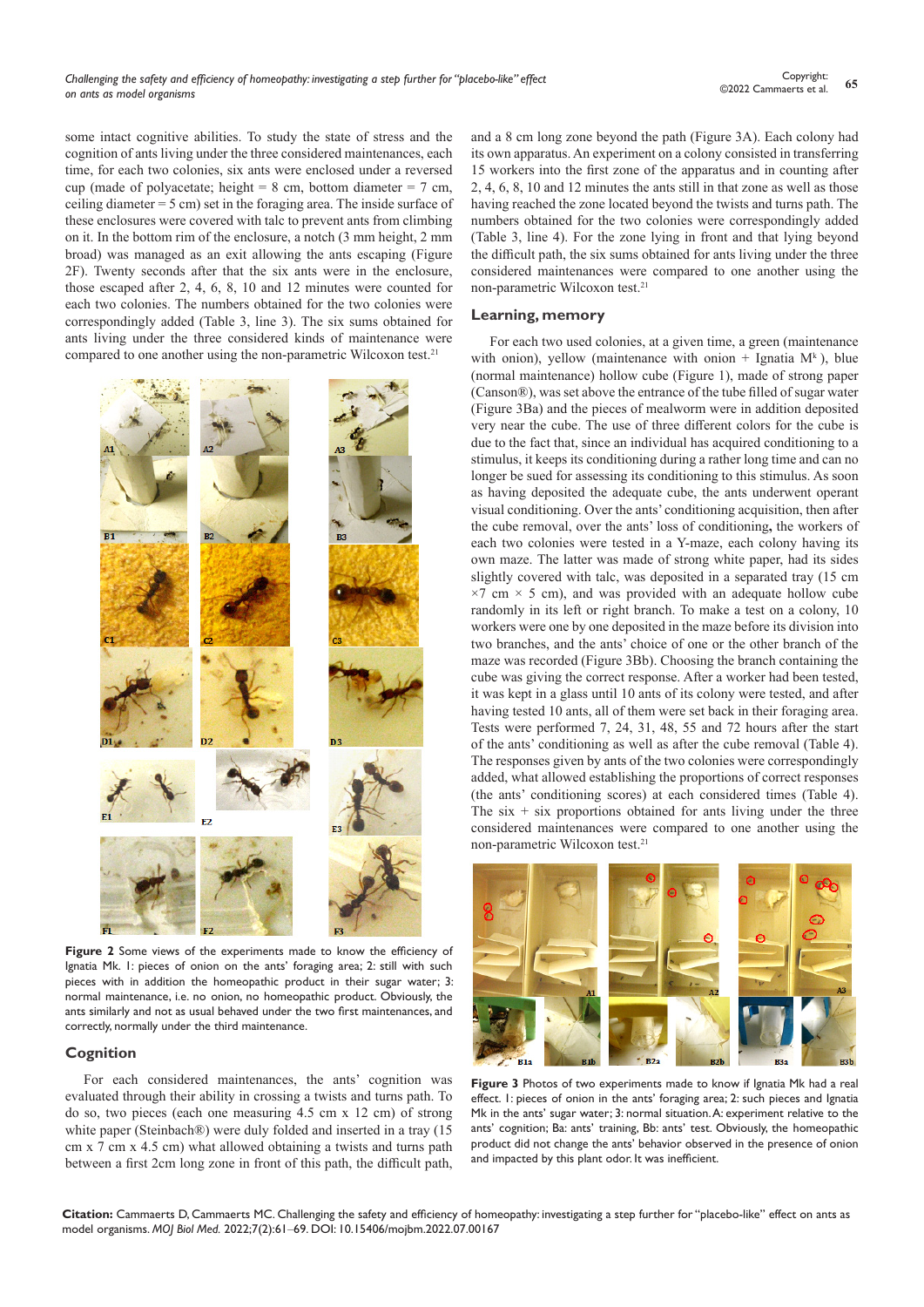some intact cognitive abilities. To study the state of stress and the cognition of ants living under the three considered maintenances, each time, for each two colonies, six ants were enclosed under a reversed cup (made of polyacetate; height = 8 cm, bottom diameter = 7 cm, ceiling diameter = 5 cm) set in the foraging area. The inside surface of these enclosures were covered with talc to prevent ants from climbing on it. In the bottom rim of the enclosure, a notch (3 mm height, 2 mm broad) was managed as an exit allowing the ants escaping (Figure 2F). Twenty seconds after that the six ants were in the enclosure, those escaped after 2, 4, 6, 8, 10 and 12 minutes were counted for each two colonies. The numbers obtained for the two colonies were correspondingly added (Table 3, line 3). The six sums obtained for ants living under the three considered kinds of maintenance were compared to one another using the non-parametric Wilcoxon test.[21]

**Figure 2** Some views of the experiments made to know the efficiency of Ignatia Mk. 1: pieces of onion on the ants' foraging area; 2: still with such pieces with in addition the homeopathic product in their sugar water; 3: normal maintenance, i.e. no onion, no homeopathic product. Obviously, the ants similarly and not as usual behaved under the two first maintenances, and correctly, normally under the third maintenance.

## Cognition

For each considered maintenances, the ants' cognition was evaluated through their ability in crossing a twists and turns path. To do so, two pieces (each one measuring 4.5 cm x 12 cm) of strong white paper (Steinbach®) were duly folded and inserted in a tray (15 cm x 7 cm x 4.5 cm) what allowed obtaining a twists and turns path between a first 2cm long zone in front of this path, the difficult path, and a 8 cm long zone beyond the path (Figure 3A). Each colony had its own apparatus. An experiment on a colony consisted in transferring 15 workers into the first zone of the apparatus and in counting after 2, 4, 6, 8, 10 and 12 minutes the ants still in that zone as well as those having reached the zone located beyond the twists and turns path. The numbers obtained for the two colonies were correspondingly added (Table 3, line 4). For the zone lying in front and that lying beyond the difficult path, the six sums obtained for ants living under the three considered maintenances were compared to one another using the non-parametric Wilcoxon test.[21]

## Learning, memory

For each two used colonies, at a given time, a green (maintenance with onion), yellow (maintenance with onion + Ignatia M$^k$ ), blue (normal maintenance) hollow cube (Figure 1), made of strong paper (Canson®), was set above the entrance of the tube filled of sugar water (Figure 3Ba) and the pieces of mealworm were in addition deposited very near the cube. The use of three different colors for the cube is due to the fact that, since an individual has acquired conditioning to a stimulus, it keeps its conditioning during a rather long time and can no longer be sued for assessing its conditioning to this stimulus. As soon as having deposited the adequate cube, the ants underwent operant visual conditioning. Over the ants' conditioning acquisition, then after the cube removal, over the ants' loss of conditioning**,** the workers of each two colonies were tested in a Y-maze, each colony having its own maze. The latter was made of strong white paper, had its sides slightly covered with talc, was deposited in a separated tray (15 cm ×7 cm × 5 cm), and was provided with an adequate hollow cube randomly in its left or right branch. To make a test on a colony, 10 workers were one by one deposited in the maze before its division into two branches, and the ants' choice of one or the other branch of the maze was recorded (Figure 3Bb). Choosing the branch containing the cube was giving the correct response. After a worker had been tested, it was kept in a glass until 10 ants of its colony were tested, and after having tested 10 ants, all of them were set back in their foraging area. Tests were performed 7, 24, 31, 48, 55 and 72 hours after the start of the ants' conditioning as well as after the cube removal (Table 4). The responses given by ants of the two colonies were correspondingly added, what allowed establishing the proportions of correct responses (the ants' conditioning scores) at each considered times (Table 4). The six + six proportions obtained for ants living under the three considered maintenances were compared to one another using the non-parametric Wilcoxon test.[21]

**Figure 3** Photos of two experiments made to know if Ignatia Mk had a real effect. 1: pieces of onion in the ants' foraging area; 2: such pieces and Ignatia Mk in the ants' sugar water; 3: normal situation. A: experiment relative to the ants' cognition; Ba: ants' training, Bb: ants' test. Obviously, the homeopathic product did not change the ants' behavior observed in the presence of onion and impacted by this plant odor. It was inefficient.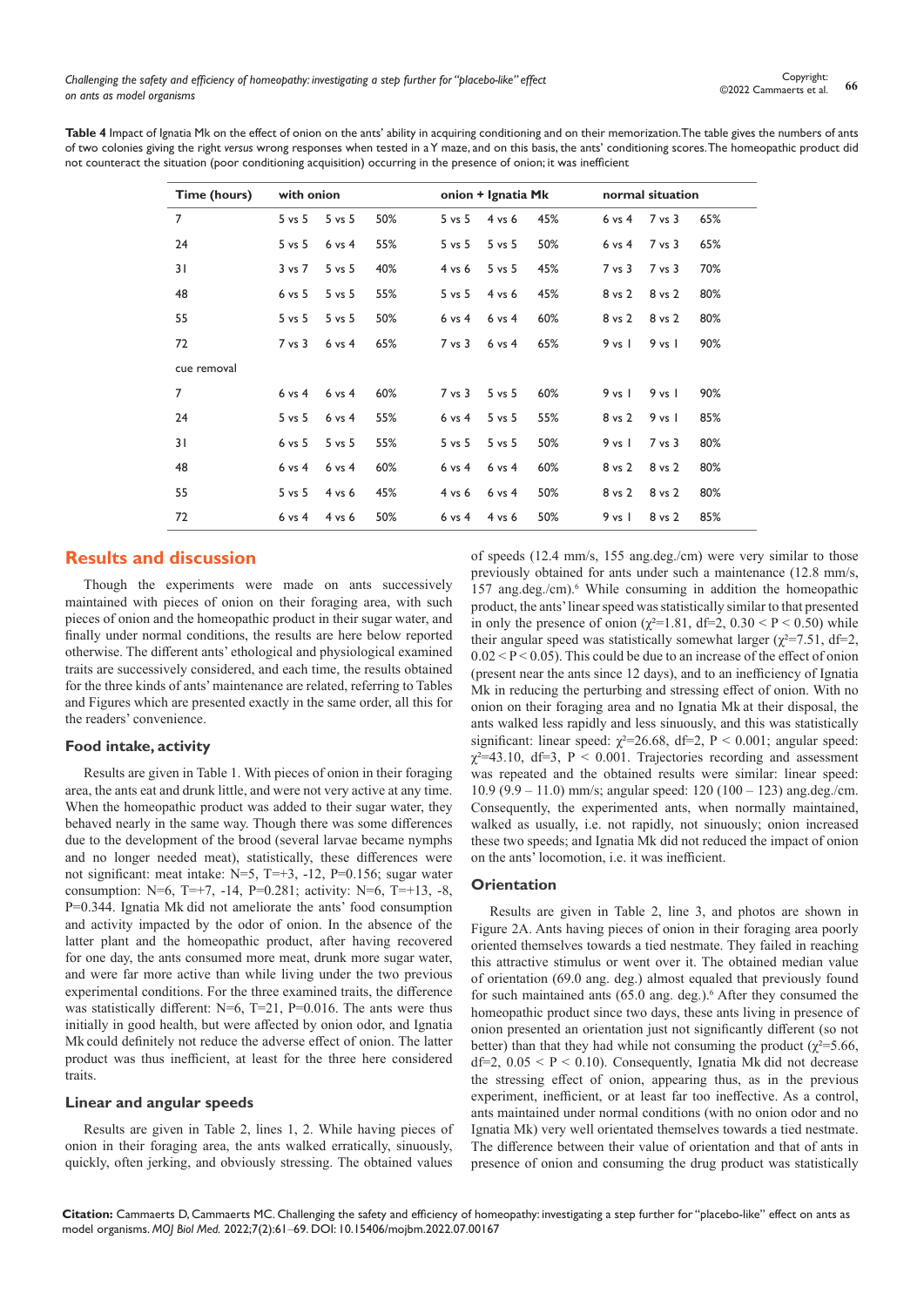**Table 4** Impact of Ignatia Mk on the effect of onion on the ants' ability in acquiring conditioning and on their memorization. The table gives the numbers of ants of two colonies giving the right *versus* wrong responses when tested in a Y maze, and on this basis, the ants' conditioning scores. The homeopathic product did not counteract the situation (poor conditioning acquisition) occurring in the presence of onion; it was inefficient

| Time (hours) | with onion | | | onion + Ignatia Mk | | | normal situation | | |
|---|---|---|---|---|---|---|---|---|---|
| 7 | 5 vs 5 | 5 vs 5 | 50% | 5 vs 5 | 4 vs 6 | 45% | 6 vs 4 | 7 vs 3 | 65% |
| 24 | 5 vs 5 | 6 vs 4 | 55% | 5 vs 5 | 5 vs 5 | 50% | 6 vs 4 | 7 vs 3 | 65% |
| 31 | 3 vs 7 | 5 vs 5 | 40% | 4 vs 6 | 5 vs 5 | 45% | 7 vs 3 | 7 vs 3 | 70% |
| 48 | 6 vs 5 | 5 vs 5 | 55% | 5 vs 5 | 4 vs 6 | 45% | 8 vs 2 | 8 vs 2 | 80% |
| 55 | 5 vs 5 | 5 vs 5 | 50% | 6 vs 4 | 6 vs 4 | 60% | 8 vs 2 | 8 vs 2 | 80% |
| 72 | 7 vs 3 | 6 vs 4 | 65% | 7 vs 3 | 6 vs 4 | 65% | 9 vs 1 | 9 vs 1 | 90% |
| cue removal | | | | | | | | | |
| 7 | 6 vs 4 | 6 vs 4 | 60% | 7 vs 3 | 5 vs 5 | 60% | 9 vs 1 | 9 vs 1 | 90% |
| 24 | 5 vs 5 | 6 vs 4 | 55% | 6 vs 4 | 5 vs 5 | 55% | 8 vs 2 | 9 vs 1 | 85% |
| 31 | 6 vs 5 | 5 vs 5 | 55% | 5 vs 5 | 5 vs 5 | 50% | 9 vs 1 | 7 vs 3 | 80% |
| 48 | 6 vs 4 | 6 vs 4 | 60% | 6 vs 4 | 6 vs 4 | 60% | 8 vs 2 | 8 vs 2 | 80% |
| 55 | 5 vs 5 | 4 vs 6 | 45% | 4 vs 6 | 6 vs 4 | 50% | 8 vs 2 | 8 vs 2 | 80% |
| 72 | 6 vs 4 | 4 vs 6 | 50% | 6 vs 4 | 4 vs 6 | 50% | 9 vs 1 | 8 vs 2 | 85% |

## Results and discussion

Though the experiments were made on ants successively maintained with pieces of onion on their foraging area, with such pieces of onion and the homeopathic product in their sugar water, and finally under normal conditions, the results are here below reported otherwise. The different ants' ethological and physiological examined traits are successively considered, and each time, the results obtained for the three kinds of ants' maintenance are related, referring to Tables and Figures which are presented exactly in the same order, all this for the readers' convenience.

### Food intake, activity

Results are given in Table 1. With pieces of onion in their foraging area, the ants eat and drunk little, and were not very active at any time. When the homeopathic product was added to their sugar water, they behaved nearly in the same way. Though there was some differences due to the development of the brood (several larvae became nymphs and no longer needed meat), statistically, these differences were not significant: meat intake: N=5, T=+3, -12, P=0.156; sugar water consumption: N=6, T=+7, -14, P=0.281; activity: N=6, T=+13, -8, P=0.344. Ignatia Mk did not ameliorate the ants' food consumption and activity impacted by the odor of onion. In the absence of the latter plant and the homeopathic product, after having recovered for one day, the ants consumed more meat, drunk more sugar water, and were far more active than while living under the two previous experimental conditions. For the three examined traits, the difference was statistically different: N=6, T=21, P=0.016. The ants were thus initially in good health, but were affected by onion odor, and Ignatia Mk could definitely not reduce the adverse effect of onion. The latter product was thus inefficient, at least for the three here considered traits.

### Linear and angular speeds

Results are given in Table 2, lines 1, 2. While having pieces of onion in their foraging area, the ants walked erratically, sinuously, quickly, often jerking, and obviously stressing. The obtained values of speeds (12.4 mm/s, 155 ang.deg./cm) were very similar to those previously obtained for ants under such a maintenance (12.8 mm/s, 157 ang.deg./cm).[6] While consuming in addition the homeopathic product, the ants' linear speed was statistically similar to that presented in only the presence of onion ($\chi^2$=1.81, df=2, 0.30 < P < 0.50) while their angular speed was statistically somewhat larger ($\chi^2$=7.51, df=2, 0.02 < P < 0.05). This could be due to an increase of the effect of onion (present near the ants since 12 days), and to an inefficiency of Ignatia Mk in reducing the perturbing and stressing effect of onion. With no onion on their foraging area and no Ignatia Mk at their disposal, the ants walked less rapidly and less sinuously, and this was statistically significant: linear speed: $\chi^2$=26.68, df=2, P < 0.001; angular speed: $\chi^2$=43.10, df=3, P < 0.001. Trajectories recording and assessment was repeated and the obtained results were similar: linear speed: 10.9 (9.9 – 11.0) mm/s; angular speed: 120 (100 – 123) ang.deg./cm. Consequently, the experimented ants, when normally maintained, walked as usually, i.e. not rapidly, not sinuously; onion increased these two speeds; and Ignatia Mk did not reduced the impact of onion on the ants' locomotion, i.e. it was inefficient.

### Orientation

Results are given in Table 2, line 3, and photos are shown in Figure 2A. Ants having pieces of onion in their foraging area poorly oriented themselves towards a tied nestmate. They failed in reaching this attractive stimulus or went over it. The obtained median value of orientation (69.0 ang. deg.) almost equaled that previously found for such maintained ants (65.0 ang. deg.).[6] After they consumed the homeopathic product since two days, these ants living in presence of onion presented an orientation just not significantly different (so not better) than that they had while not consuming the product ($\chi^2$=5.66, df=2, 0.05 < P < 0.10). Consequently, Ignatia Mk did not decrease the stressing effect of onion, appearing thus, as in the previous experiment, inefficient, or at least far too ineffective. As a control, ants maintained under normal conditions (with no onion odor and no Ignatia Mk) very well orientated themselves towards a tied nestmate. The difference between their value of orientation and that of ants in presence of onion and consuming the drug product was statistically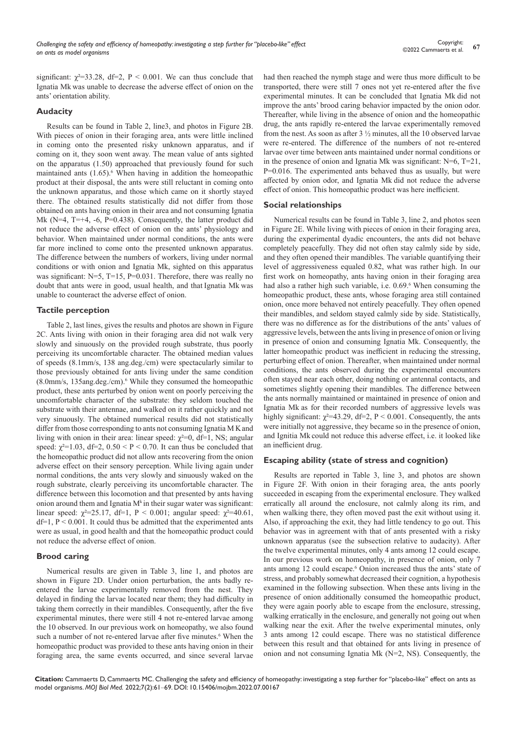significant: $\chi^2$=33.28, df=2, P < 0.001. We can thus conclude that Ignatia Mk was unable to decrease the adverse effect of onion on the ants' orientation ability.

### Audacity

Results can be found in Table 2, line3, and photos in Figure 2B. With pieces of onion in their foraging area, ants were little inclined in coming onto the presented risky unknown apparatus, and if coming on it, they soon went away. The mean value of ants sighted on the apparatus (1.50) approached that previously found for such maintained ants (1.65).[6] When having in addition the homeopathic product at their disposal, the ants were still reluctant in coming onto the unknown apparatus, and those which came on it shortly stayed there. The obtained results statistically did not differ from those obtained on ants having onion in their area and not consuming Ignatia Mk (N=4, T=+4, -6, P=0.438). Consequently, the latter product did not reduce the adverse effect of onion on the ants' physiology and behavior. When maintained under normal conditions, the ants were far more inclined to come onto the presented unknown apparatus. The difference between the numbers of workers, living under normal conditions or with onion and Ignatia Mk, sighted on this apparatus was significant: N=5, T=15, P=0.031. Therefore, there was really no doubt that ants were in good, usual health, and that Ignatia Mk was unable to counteract the adverse effect of onion.

### Tactile perception

Table 2, last lines, gives the results and photos are shown in Figure 2C. Ants living with onion in their foraging area did not walk very slowly and sinuously on the provided rough substrate, thus poorly perceiving its uncomfortable character. The obtained median values of speeds (8.1mm/s, 138 ang.deg./cm) were spectacularly similar to those previously obtained for ants living under the same condition (8.0mm/s, 135ang.deg./cm).[6] While they consumed the homeopathic product, these ants perturbed by onion went on poorly perceiving the uncomfortable character of the substrate: they seldom touched the substrate with their antennae, and walked on it rather quickly and not very sinuously. The obtained numerical results did not statistically differ from those corresponding to ants not consuming Ignatia M K and living with onion in their area: linear speed: $\chi^2$=0, df=1, NS; angular speed: $\chi^2$=1.03, df=2, 0.50 < P < 0.70. It can thus be concluded that the homeopathic product did not allow ants recovering from the onion adverse effect on their sensory perception. While living again under normal conditions, the ants very slowly and sinuously waked on the rough substrate, clearly perceiving its uncomfortable character. The difference between this locomotion and that presented by ants having onion around them and Ignatia M$^k$ in their sugar water was significant: linear speed: $\chi^2$=25.17, df=1, P < 0.001; angular speed: $\chi^2$=40.61, df=1, P < 0.001. It could thus be admitted that the experimented ants were as usual, in good health and that the homeopathic product could not reduce the adverse effect of onion.

### Brood caring

Numerical results are given in Table 3, line 1, and photos are shown in Figure 2D. Under onion perturbation, the ants badly re-entered the larvae experimentally removed from the nest. They delayed in finding the larvae located near them; they had difficulty in taking them correctly in their mandibles. Consequently, after the five experimental minutes, there were still 4 not re-entered larvae among the 10 observed. In our previous work on homeopathy, we also found such a number of not re-entered larvae after five minutes.[6] When the homeopathic product was provided to these ants having onion in their foraging area, the same events occurred, and since several larvae had then reached the nymph stage and were thus more difficult to be transported, there were still 7 ones not yet re-entered after the five experimental minutes. It can be concluded that Ignatia Mk did not improve the ants' brood caring behavior impacted by the onion odor. Thereafter, while living in the absence of onion and the homeopathic drug, the ants rapidly re-entered the larvae experimentally removed from the nest. As soon as after 3 ½ minutes, all the 10 observed larvae were re-entered. The difference of the numbers of not re-entered larvae over time between ants maintained under normal conditions or in the presence of onion and Ignatia Mk was significant: N=6, T=21, P=0.016. The experimented ants behaved thus as usually, but were affected by onion odor, and Ignatia Mk did not reduce the adverse effect of onion. This homeopathic product was here inefficient.

### Social relationships

Numerical results can be found in Table 3, line 2, and photos seen in Figure 2E. While living with pieces of onion in their foraging area, during the experimental dyadic encounters, the ants did not behave completely peacefully. They did not often stay calmly side by side, and they often opened their mandibles. The variable quantifying their level of aggressiveness equaled 0.82, what was rather high. In our first work on homeopathy, ants having onion in their foraging area had also a rather high such variable, i.e. 0.69.[6] When consuming the homeopathic product, these ants, whose foraging area still contained onion, once more behaved not entirely peacefully. They often opened their mandibles, and seldom stayed calmly side by side. Statistically, there was no difference as for the distributions of the ants' values of aggressive levels, between the ants living in presence of onion or living in presence of onion and consuming Ignatia Mk. Consequently, the latter homeopathic product was inefficient in reducing the stressing, perturbing effect of onion. Thereafter, when maintained under normal conditions, the ants observed during the experimental encounters often stayed near each other, doing nothing or antennal contacts, and sometimes slightly opening their mandibles. The difference between the ants normally maintained or maintained in presence of onion and Ignatia Mk as for their recorded numbers of aggressive levels was highly significant: $\chi^2$=43.29, df=2, P < 0.001. Consequently, the ants were initially not aggressive, they became so in the presence of onion, and Ignitia Mk could not reduce this adverse effect, i.e. it looked like an inefficient drug.

### Escaping ability (state of stress and cognition)

Results are reported in Table 3, line 3, and photos are shown in Figure 2F. With onion in their foraging area, the ants poorly succeeded in escaping from the experimental enclosure. They walked erratically all around the enclosure, not calmly along its rim, and when walking there, they often moved past the exit without using it. Also, if approaching the exit, they had little tendency to go out. This behavior was in agreement with that of ants presented with a risky unknown apparatus (see the subsection relative to audacity). After the twelve experimental minutes, only 4 ants among 12 could escape. In our previous work on homeopathy, in presence of onion, only 7 ants among 12 could escape.[6] Onion increased thus the ants' state of stress, and probably somewhat decreased their cognition, a hypothesis examined in the following subsection. When these ants living in the presence of onion additionally consumed the homeopathic product, they were again poorly able to escape from the enclosure, stressing, walking erratically in the enclosure, and generally not going out when walking near the exit. After the twelve experimental minutes, only 3 ants among 12 could escape. There was no statistical difference between this result and that obtained for ants living in presence of onion and not consuming Ignatia Mk (N=2, NS). Consequently, the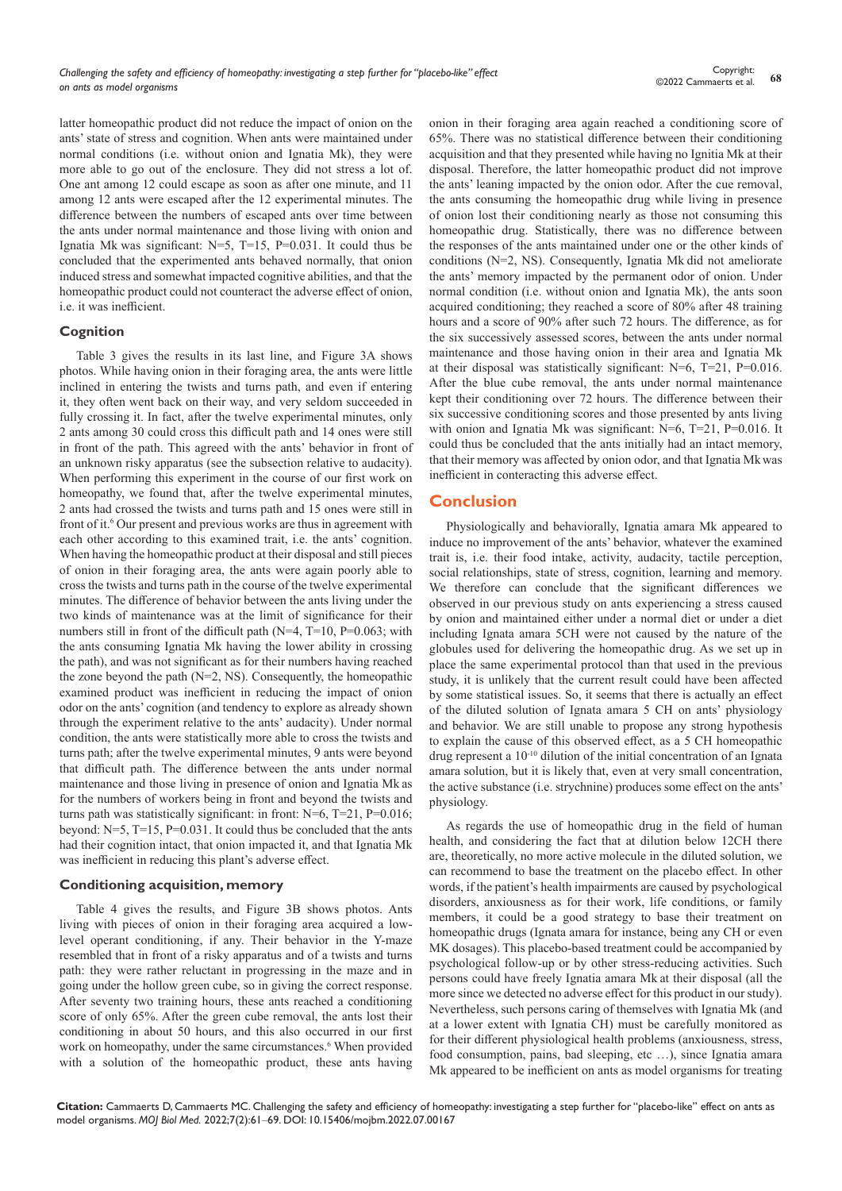latter homeopathic product did not reduce the impact of onion on the ants' state of stress and cognition. When ants were maintained under normal conditions (i.e. without onion and Ignatia Mk), they were more able to go out of the enclosure. They did not stress a lot of. One ant among 12 could escape as soon as after one minute, and 11 among 12 ants were escaped after the 12 experimental minutes. The difference between the numbers of escaped ants over time between the ants under normal maintenance and those living with onion and Ignatia Mk was significant: N=5, T=15, P=0.031. It could thus be concluded that the experimented ants behaved normally, that onion induced stress and somewhat impacted cognitive abilities, and that the homeopathic product could not counteract the adverse effect of onion, i.e. it was inefficient.

### Cognition

Table 3 gives the results in its last line, and Figure 3A shows photos. While having onion in their foraging area, the ants were little inclined in entering the twists and turns path, and even if entering it, they often went back on their way, and very seldom succeeded in fully crossing it. In fact, after the twelve experimental minutes, only 2 ants among 30 could cross this difficult path and 14 ones were still in front of the path. This agreed with the ants' behavior in front of an unknown risky apparatus (see the subsection relative to audacity). When performing this experiment in the course of our first work on homeopathy, we found that, after the twelve experimental minutes, 2 ants had crossed the twists and turns path and 15 ones were still in front of it.[6] Our present and previous works are thus in agreement with each other according to this examined trait, i.e. the ants' cognition. When having the homeopathic product at their disposal and still pieces of onion in their foraging area, the ants were again poorly able to cross the twists and turns path in the course of the twelve experimental minutes. The difference of behavior between the ants living under the two kinds of maintenance was at the limit of significance for their numbers still in front of the difficult path (N=4, T=10, P=0.063; with the ants consuming Ignatia Mk having the lower ability in crossing the path), and was not significant as for their numbers having reached the zone beyond the path (N=2, NS). Consequently, the homeopathic examined product was inefficient in reducing the impact of onion odor on the ants' cognition (and tendency to explore as already shown through the experiment relative to the ants' audacity). Under normal condition, the ants were statistically more able to cross the twists and turns path; after the twelve experimental minutes, 9 ants were beyond that difficult path. The difference between the ants under normal maintenance and those living in presence of onion and Ignatia Mk as for the numbers of workers being in front and beyond the twists and turns path was statistically significant: in front: N=6, T=21, P=0.016; beyond: N=5, T=15, P=0.031. It could thus be concluded that the ants had their cognition intact, that onion impacted it, and that Ignatia Mk was inefficient in reducing this plant's adverse effect.

### Conditioning acquisition, memory

Table 4 gives the results, and Figure 3B shows photos. Ants living with pieces of onion in their foraging area acquired a low-level operant conditioning, if any. Their behavior in the Y-maze resembled that in front of a risky apparatus and of a twists and turns path: they were rather reluctant in progressing in the maze and in going under the hollow green cube, so in giving the correct response. After seventy two training hours, these ants reached a conditioning score of only 65%. After the green cube removal, the ants lost their conditioning in about 50 hours, and this also occurred in our first work on homeopathy, under the same circumstances.[6] When provided with a solution of the homeopathic product, these ants having onion in their foraging area again reached a conditioning score of 65%. There was no statistical difference between their conditioning acquisition and that they presented while having no Ignitia Mk at their disposal. Therefore, the latter homeopathic product did not improve the ants' leaning impacted by the onion odor. After the cue removal, the ants consuming the homeopathic drug while living in presence of onion lost their conditioning nearly as those not consuming this homeopathic drug. Statistically, there was no difference between the responses of the ants maintained under one or the other kinds of conditions (N=2, NS). Consequently, Ignatia Mk did not ameliorate the ants' memory impacted by the permanent odor of onion. Under normal condition (i.e. without onion and Ignatia Mk), the ants soon acquired conditioning; they reached a score of 80% after 48 training hours and a score of 90% after such 72 hours. The difference, as for the six successively assessed scores, between the ants under normal maintenance and those having onion in their area and Ignatia Mk at their disposal was statistically significant: N=6, T=21, P=0.016. After the blue cube removal, the ants under normal maintenance kept their conditioning over 72 hours. The difference between their six successive conditioning scores and those presented by ants living with onion and Ignatia Mk was significant: N=6, T=21, P=0.016. It could thus be concluded that the ants initially had an intact memory, that their memory was affected by onion odor, and that Ignatia Mk was inefficient in conteracting this adverse effect.

## Conclusion

Physiologically and behaviorally, Ignatia amara Mk appeared to induce no improvement of the ants' behavior, whatever the examined trait is, i.e. their food intake, activity, audacity, tactile perception, social relationships, state of stress, cognition, learning and memory. We therefore can conclude that the significant differences we observed in our previous study on ants experiencing a stress caused by onion and maintained either under a normal diet or under a diet including Ignata amara 5CH were not caused by the nature of the globules used for delivering the homeopathic drug. As we set up in place the same experimental protocol than that used in the previous study, it is unlikely that the current result could have been affected by some statistical issues. So, it seems that there is actually an effect of the diluted solution of Ignata amara 5 CH on ants' physiology and behavior. We are still unable to propose any strong hypothesis to explain the cause of this observed effect, as a 5 CH homeopathic drug represent a $10^{-10}$ dilution of the initial concentration of an Ignata amara solution, but it is likely that, even at very small concentration, the active substance (i.e. strychnine) produces some effect on the ants' physiology.

As regards the use of homeopathic drug in the field of human health, and considering the fact that at dilution below 12CH there are, theoretically, no more active molecule in the diluted solution, we can recommend to base the treatment on the placebo effect. In other words, if the patient's health impairments are caused by psychological disorders, anxiousness as for their work, life conditions, or family members, it could be a good strategy to base their treatment on homeopathic drugs (Ignata amara for instance, being any CH or even MK dosages). This placebo-based treatment could be accompanied by psychological follow-up or by other stress-reducing activities. Such persons could have freely Ignatia amara Mk at their disposal (all the more since we detected no adverse effect for this product in our study). Nevertheless, such persons caring of themselves with Ignatia Mk (and at a lower extent with Ignatia CH) must be carefully monitored as for their different physiological health problems (anxiousness, stress, food consumption, pains, bad sleeping, etc …), since Ignatia amara Mk appeared to be inefficient on ants as model organisms for treating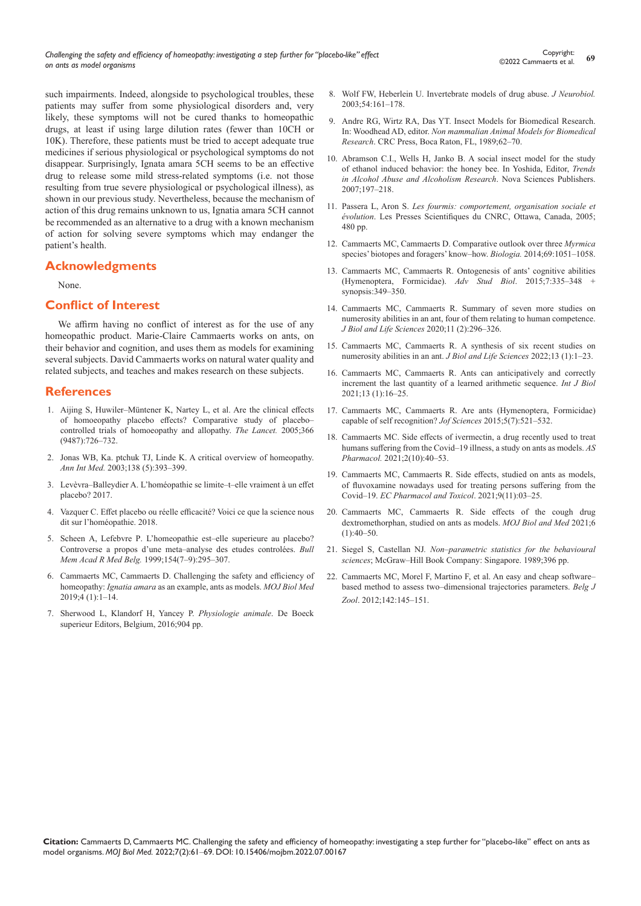such impairments. Indeed, alongside to psychological troubles, these patients may suffer from some physiological disorders and, very likely, these symptoms will not be cured thanks to homeopathic drugs, at least if using large dilution rates (fewer than 10CH or 10K). Therefore, these patients must be tried to accept adequate true medicines if serious physiological or psychological symptoms do not disappear. Surprisingly, Ignata amara 5CH seems to be an effective drug to release some mild stress-related symptoms (i.e. not those resulting from true severe physiological or psychological illness), as shown in our previous study. Nevertheless, because the mechanism of action of this drug remains unknown to us, Ignatia amara 5CH cannot be recommended as an alternative to a drug with a known mechanism of action for solving severe symptoms which may endanger the patient's health.

## Acknowledgments

None.

## Conflict of Interest

We affirm having no conflict of interest as for the use of any homeopathic product. Marie-Claire Cammaerts works on ants, on their behavior and cognition, and uses them as models for examining several subjects. David Cammaerts works on natural water quality and related subjects, and teaches and makes research on these subjects.

## References

1. Aijing S, Huwiler–Müntener K, Nartey L, et al. Are the clinical effects of homoeopathy placebo effects? Comparative study of placebo–controlled trials of homoeopathy and allopathy. *The Lancet.* 2005;366 (9487):726–732.
2. Jonas WB, Ka. ptchuk TJ, Linde K. A critical overview of homeopathy. *Ann Int Med.* 2003;138 (5):393–399.
3. Levèvra–Balleydier A. L'homéopathie se limite–t–elle vraiment à un effet placebo? 2017.
4. Vazquer C. Effet placebo ou réelle efficacité? Voici ce que la science nous dit sur l'homéopathie. 2018.
5. Scheen A, Lefebvre P. L'homeopathie est–elle superieure au placebo? Controverse a propos d'une meta–analyse des etudes controlées. *Bull Mem Acad R Med Belg.* 1999;154(7–9):295–307.
6. Cammaerts MC, Cammaerts D. Challenging the safety and efficiency of homeopathy: *Ignatia amara* as an example, ants as models. *MOJ Biol Med* 2019;4 (1):1–14.
7. Sherwood L, Klandorf H, Yancey P. *Physiologie animale*. De Boeck superieur Editors, Belgium, 2016;904 pp.
8. Wolf FW, Heberlein U. Invertebrate models of drug abuse. *J Neurobiol.* 2003;54:161–178.
9. Andre RG, Wirtz RA, Das YT. Insect Models for Biomedical Research. In: Woodhead AD, editor. *Non mammalian Animal Models for Biomedical Research*. CRC Press, Boca Raton, FL, 1989;62–70.
10. Abramson C.I., Wells H, Janko B. A social insect model for the study of ethanol induced behavior: the honey bee. In Yoshida, Editor, *Trends in Alcohol Abuse and Alcoholism Research*. Nova Sciences Publishers. 2007;197–218.
11. Passera L, Aron S. *Les fourmis: comportement, organisation sociale et évolution*. Les Presses Scientifiques du CNRC, Ottawa, Canada, 2005; 480 pp.
12. Cammaerts MC, Cammaerts D. Comparative outlook over three *Myrmica* species' biotopes and foragers' know–how. *Biologia.* 2014;69:1051–1058.
13. Cammaerts MC, Cammaerts R. Ontogenesis of ants' cognitive abilities (Hymenoptera, Formicidae). *Adv Stud Biol*. 2015;7:335–348 + synopsis:349–350.
14. Cammaerts MC, Cammaerts R. Summary of seven more studies on numerosity abilities in an ant, four of them relating to human competence. *J Biol and Life Sciences* 2020;11 (2):296–326.
15. Cammaerts MC, Cammaerts R. A synthesis of six recent studies on numerosity abilities in an ant. *J Biol and Life Sciences* 2022;13 (1):1–23.
16. Cammaerts MC, Cammaerts R. Ants can anticipatively and correctly increment the last quantity of a learned arithmetic sequence. *Int J Biol* 2021;13 (1):16–25.
17. Cammaerts MC, Cammaerts R. Are ants (Hymenoptera, Formicidae) capable of self recognition? *Jof Sciences* 2015;5(7):521–532.
18. Cammaerts MC. Side effects of ivermectin, a drug recently used to treat humans suffering from the Covid–19 illness, a study on ants as models. *AS Pharmacol.* 2021;2(10):40–53.
19. Cammaerts MC, Cammaerts R. Side effects, studied on ants as models, of fluvoxamine nowadays used for treating persons suffering from the Covid–19. *EC Pharmacol and Toxicol*. 2021;9(11):03–25.
20. Cammaerts MC, Cammaerts R. Side effects of the cough drug dextromethorphan, studied on ants as models. *MOJ Biol and Med* 2021;6 (1):40–50.
21. Siegel S, Castellan NJ. *Non–parametric statistics for the behavioural sciences*; McGraw–Hill Book Company: Singapore. 1989;396 pp.
22. Cammaerts MC, Morel F, Martino F, et al. An easy and cheap software–based method to assess two–dimensional trajectories parameters. *Belg J Zool*. 2012;142:145–151.